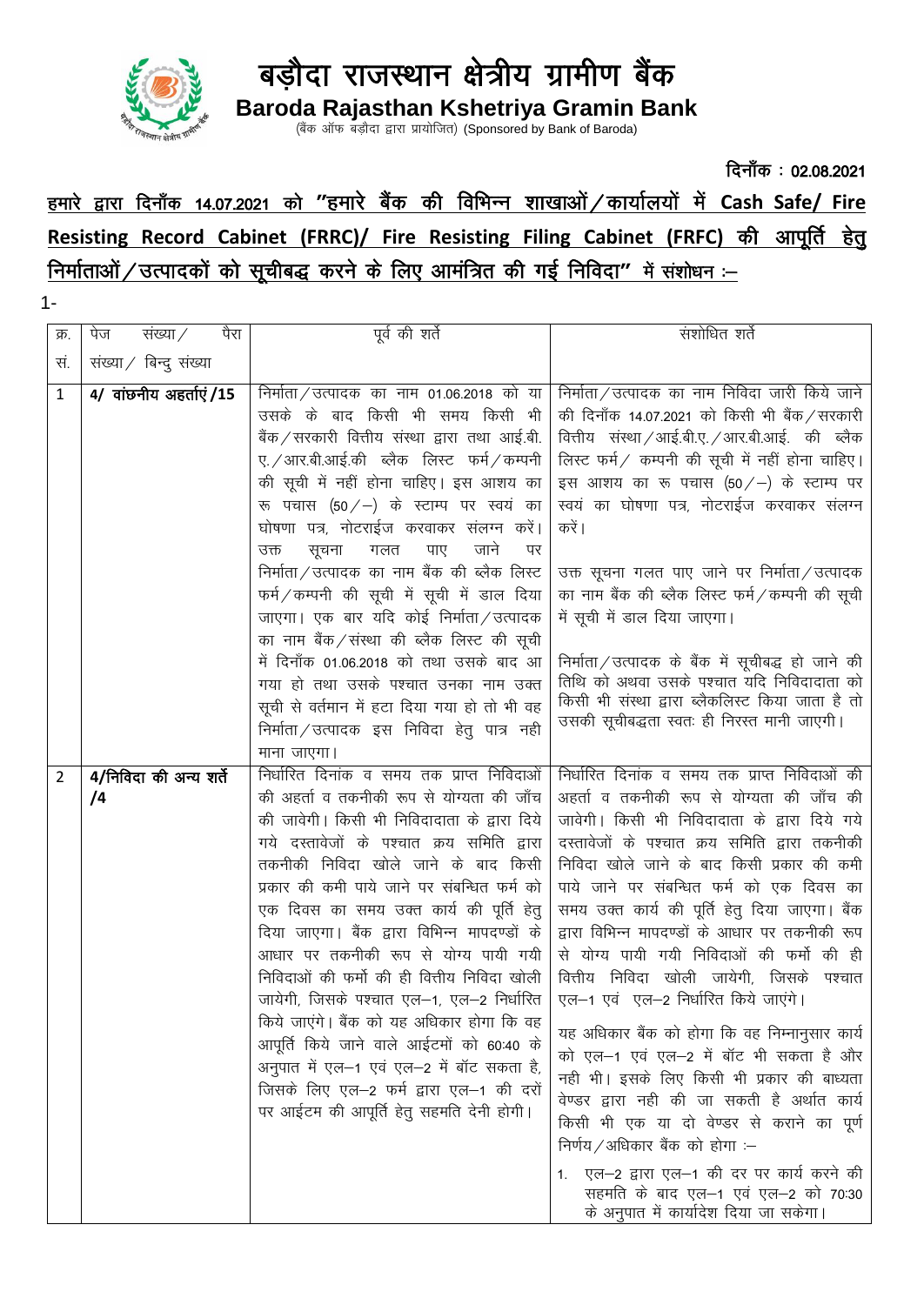# बड़ौदा राजस्थान क्षेत्रीय ग्रामीण बैंक

**Baroda Rajasthan Kshetriya Gramin Bank**

(बैंक ऑफ बड़ौदा द्वारा प्रायोजित) (Sponsored by Bank of Baroda)

**दिनाँक : 02.08.2021**

**हमारे द्वारा दिनाँक 14.07.2021 को "हमारे बैंक की विभिन्न शाखाओं/कार्यालयों में Cash Safe/ Fire Resisting Record Cabinet (FRRC)/ Fire Resisting Filing Cabinet (FRFC) की आपूर्ति हेतु निर्माताओं/उत्पादकों को सूचीबद्ध करने के लिए आमंत्रित की गई निविदा" में संशोधन :–**

1-

| क्र. सं. | पेज संख्या/ पैरा संख्या/ बिन्दु संख्या | पूर्व की शर्ते | संशोधित शर्ते |
|---|---|---|---|
| 1 | **4/ वांछनीय अहर्ताएं/15** | निर्माता/उत्पादक का नाम 01.06.2018 को या उसके के बाद किसी भी समय किसी भी बैंक/सरकारी वित्तीय संस्था द्वारा तथा आई.बी.ए./आर.बी.आई.की ब्लैक लिस्ट फर्म/कम्पनी की सूची में नहीं होना चाहिए। इस आशय का रू पचास (50/–) के स्टाम्प पर स्वयं का घोषणा पत्र, नोटराईज करवाकर संलग्न करें। उक्त सूचना गलत पाए जाने पर निर्माता/उत्पादक का नाम बैंक की ब्लैक लिस्ट फर्म/कम्पनी की सूची में सूची में डाल दिया जाएगा। एक बार यदि कोई निर्माता/उत्पादक का नाम बैंक/संस्था की ब्लैक लिस्ट की सूची में दिनाँक 01.06.2018 को तथा उसके बाद आ गया हो तथा उसके पश्चात उनका नाम उक्त सूची से वर्तमान में हटा दिया गया हो तो भी वह निर्माता/उत्पादक इस निविदा हेतु पात्र नही माना जाएगा। | निर्माता/उत्पादक का नाम निविदा जारी किये जाने की दिनाँक 14.07.2021 को किसी भी बैंक/सरकारी वित्तीय संस्था/आई.बी.ए./आर.बी.आई. की ब्लैक लिस्ट फर्म/ कम्पनी की सूची में नहीं होना चाहिए। इस आशय का रू पचास (50/–) के स्टाम्प पर स्वयं का घोषणा पत्र, नोटराईज करवाकर संलग्न करें।<br><br>उक्त सूचना गलत पाए जाने पर निर्माता/उत्पादक का नाम बैंक की ब्लैक लिस्ट फर्म/कम्पनी की सूची में सूची में डाल दिया जाएगा।<br><br>निर्माता/उत्पादक के बैंक में सूचीबद्ध हो जाने की तिथि को अथवा उसके पश्चात यदि निविदादाता को किसी भी संस्था द्वारा ब्लैकलिस्ट किया जाता है तो उसकी सूचीबद्धता स्वतः ही निरस्त मानी जाएगी। |
| 2 | **4/निविदा की अन्य शर्ते /4** | निर्धारित दिनांक व समय तक प्राप्त निविदाओं की अहर्ता व तकनीकी रूप से योग्यता की जाँच की जावेगी। किसी भी निविदादाता के द्वारा दिये गये दस्तावेजों के पश्चात क्रय समिति द्वारा तकनीकी निविदा खोले जाने के बाद किसी प्रकार की कमी पाये जाने पर संबन्धित फर्म को एक दिवस का समय उक्त कार्य की पूर्ति हेतु दिया जाएगा। बैंक द्वारा विभिन्न मापदण्डों के आधार पर तकनीकी रूप से योग्य पायी गयी निविदाओं की फर्मो की ही वित्तीय निविदा खोली जायेगी, जिसके पश्चात एल–1, एल–2 निर्धारित किये जाएंगे। बैंक को यह अधिकार होगा कि वह आपूर्ति किये जाने वाले आईटमों को 60:40 के अनुपात में एल–1 एवं एल–2 में बॉट सकता है, जिसके लिए एल–2 फर्म द्वारा एल–1 की दरों पर आईटम की आपूर्ति हेतु सहमति देनी होगी। | निर्धारित दिनांक व समय तक प्राप्त निविदाओं की अहर्ता व तकनीकी रूप से योग्यता की जाँच की जावेगी। किसी भी निविदादाता के द्वारा दिये गये दस्तावेजों के पश्चात क्रय समिति द्वारा तकनीकी निविदा खोले जाने के बाद किसी प्रकार की कमी पाये जाने पर संबन्धित फर्म को एक दिवस का समय उक्त कार्य की पूर्ति हेतु दिया जाएगा। बैंक द्वारा विभिन्न मापदण्डों के आधार पर तकनीकी रूप से योग्य पायी गयी निविदाओं की फर्मो की ही वित्तीय निविदा खोली जायेगी, जिसके पश्चात एल–1 एवं एल–2 निर्धारित किये जाएंगे।<br><br>यह अधिकार बैंक को होगा कि वह निम्नानुसार कार्य को एल–1 एवं एल–2 में बॉट भी सकता है और नही भी। इसके लिए किसी भी प्रकार की बाध्यता वेण्डर द्वारा नही की जा सकती है अर्थात कार्य किसी भी एक या दो वेण्डर से कराने का पूर्ण निर्णय/अधिकार बैंक को होगा :–<br><br>1. एल–2 द्वारा एल–1 की दर पर कार्य करने की सहमति के बाद एल–1 एवं एल–2 को 70:30 के अनुपात में कार्यादेश दिया जा सकेगा। |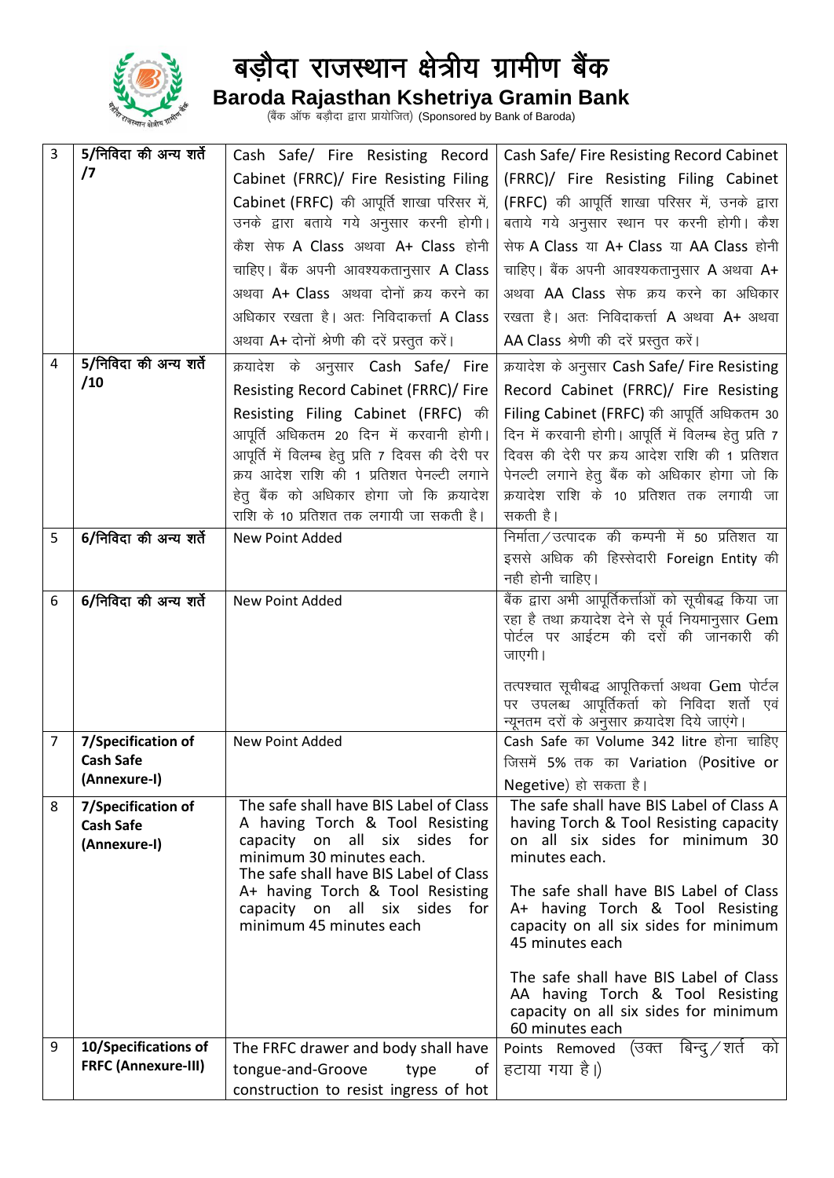# बड़ौदा राजस्थान क्षेत्रीय ग्रामीण बैंक

## Baroda Rajasthan Kshetriya Gramin Bank

(बैंक ऑफ बड़ौदा द्वारा प्रायोजित) (Sponsored by Bank of Baroda)

| | | | |
|---|---|---|---|
| 3 | **5/निविदा की अन्य शर्ते /7** | Cash Safe/ Fire Resisting Record Cabinet (FRRC)/ Fire Resisting Filing Cabinet (FRFC) की आपूर्ति शाखा परिसर में, उनके द्वारा बताये गये अनुसार करनी होगी। कैश सेफ A Class अथवा A+ Class होनी चाहिए। बैंक अपनी आवश्यकतानुसार A Class अथवा A+ Class अथवा दोनों क्रय करने का अधिकार रखता है। अतः निविदाकर्त्ता A Class अथवा A+ दोनों श्रेणी की दरें प्रस्तुत करें। | Cash Safe/ Fire Resisting Record Cabinet (FRRC)/ Fire Resisting Filing Cabinet (FRFC) की आपूर्ति शाखा परिसर में, उनके द्वारा बताये गये अनुसार स्थान पर करनी होगी। कैश सेफ A Class या A+ Class या AA Class होनी चाहिए। बैंक अपनी आवश्यकतानुसार A अथवा A+ अथवा AA Class सेफ क्रय करने का अधिकार रखता है। अतः निविदाकर्त्ता A अथवा A+ अथवा AA Class श्रेणी की दरें प्रस्तुत करें। |
| 4 | **5/निविदा की अन्य शर्ते /10** | क्रयादेश के अनुसार Cash Safe/ Fire Resisting Record Cabinet (FRRC)/ Fire Resisting Filing Cabinet (FRFC) की आपूर्ति अधिकतम 20 दिन में करवानी होगी। आपूर्ति में विलम्ब हेतु प्रति 7 दिवस की देरी पर क्रय आदेश राशि की 1 प्रतिशत पेनल्टी लगाने हेतु बैंक को अधिकार होगा जो कि क्रयादेश राशि के 10 प्रतिशत तक लगायी जा सकती है। | क्रयादेश के अनुसार Cash Safe/ Fire Resisting Record Cabinet (FRRC)/ Fire Resisting Filing Cabinet (FRFC) की आपूर्ति अधिकतम 30 दिन में करवानी होगी। आपूर्ति में विलम्ब हेतु प्रति 7 दिवस की देरी पर क्रय आदेश राशि की 1 प्रतिशत पेनल्टी लगाने हेतु बैंक को अधिकार होगा जो कि क्रयादेश राशि के 10 प्रतिशत तक लगायी जा सकती है। |
| 5 | **6/निविदा की अन्य शर्ते** | New Point Added | निर्माता/उत्पादक की कम्पनी में 50 प्रतिशत या इससे अधिक की हिस्सेदारी Foreign Entity की नही होनी चाहिए। |
| 6 | **6/निविदा की अन्य शर्ते** | New Point Added | बैंक द्वारा अभी आपूर्तिकर्त्ताओं को सूचीबद्ध किया जा रहा है तथा क्रयादेश देने से पूर्व नियमानुसार Gem पोर्टल पर आईटम की दरों की जानकारी की जाएगी।<br><br>तत्पश्चात सूचीबद्ध आपूतिकर्त्ता अथवा Gem पोर्टल पर उपलब्ध आपूर्तिकर्ता को निविदा शर्तो एवं न्यूनतम दरों के अनुसार क्रयादेश दिये जाएंगे। |
| 7 | **7/Specification of Cash Safe (Annexure-I)** | New Point Added | Cash Safe का Volume 342 litre होना चाहिए जिसमें 5% तक का Variation (Positive or Negetive) हो सकता है। |
| 8 | **7/Specification of Cash Safe (Annexure-I)** | The safe shall have BIS Label of Class A having Torch & Tool Resisting capacity on all six sides for minimum 30 minutes each.<br>The safe shall have BIS Label of Class A+ having Torch & Tool Resisting capacity on all six sides for minimum 45 minutes each | The safe shall have BIS Label of Class A having Torch & Tool Resisting capacity on all six sides for minimum 30 minutes each.<br><br>The safe shall have BIS Label of Class A+ having Torch & Tool Resisting capacity on all six sides for minimum 45 minutes each<br><br>The safe shall have BIS Label of Class AA having Torch & Tool Resisting capacity on all six sides for minimum 60 minutes each |
| 9 | **10/Specifications of FRFC (Annexure-III)** | The FRFC drawer and body shall have tongue-and-Groove type of construction to resist ingress of hot | Points Removed (उक्त बिन्दु/शर्त को हटाया गया है।) |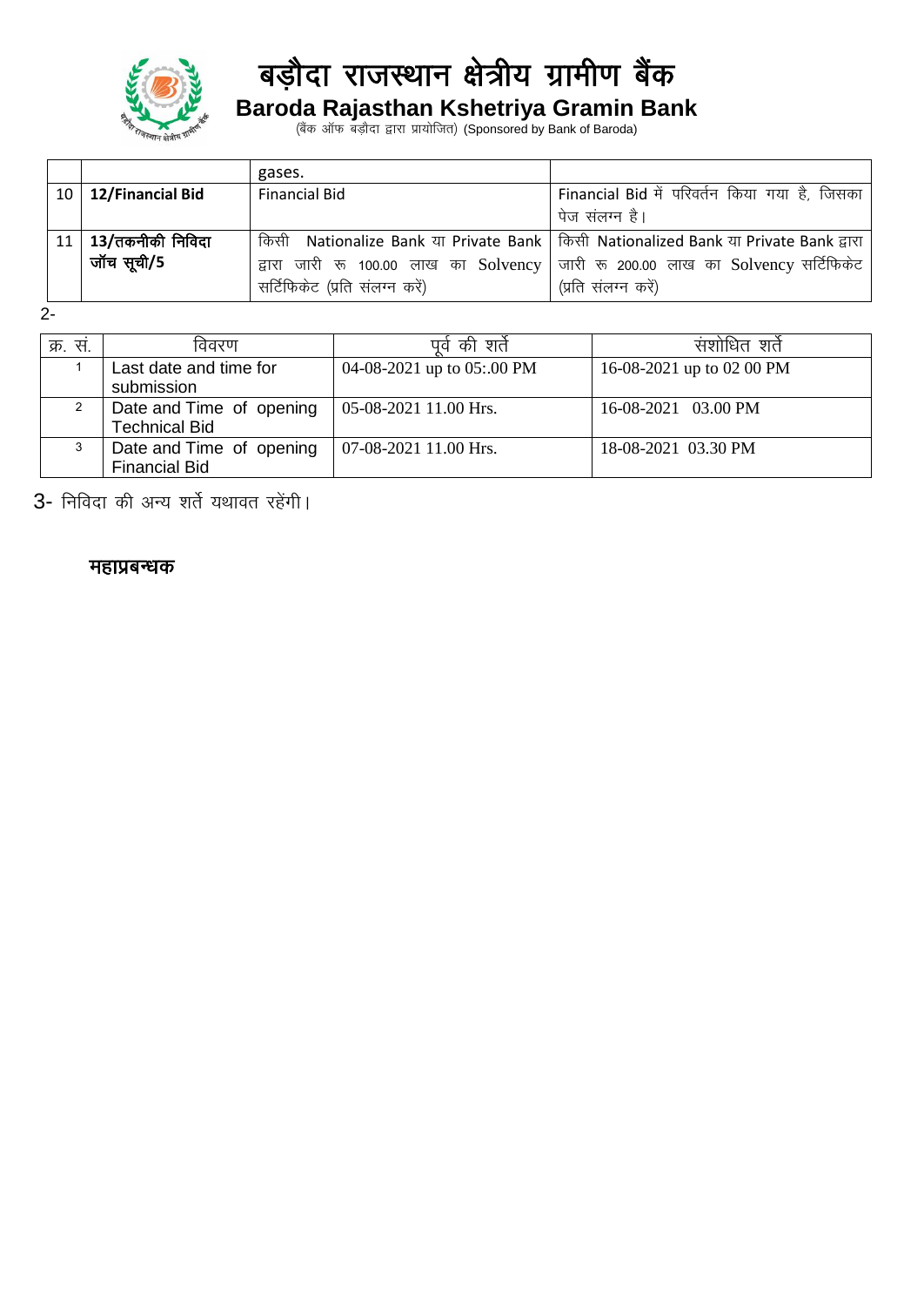# बड़ौदा राजस्थान क्षेत्रीय ग्रामीण बैंक

## Baroda Rajasthan Kshetriya Gramin Bank

(बैंक ऑफ बड़ौदा द्वारा प्रायोजित) (Sponsored by Bank of Baroda)

| | | | |
|---|---|---|---|
| | | gases. | |
| 10 | **12/Financial Bid** | Financial Bid | Financial Bid में परिवर्तन किया गया है, जिसका पेज संलग्न है। |
| 11 | **13/तकनीकी निविदा जॉच सूची/5** | किसी Nationalize Bank या Private Bank द्वारा जारी रू 100.00 लाख का Solvency सर्टिफिकेट (प्रति संलग्न करें) | किसी Nationalized Bank या Private Bank द्वारा जारी रू 200.00 लाख का Solvency सर्टिफिकेट (प्रति संलग्न करें) |

2-

| क्र. सं. | विवरण | पूर्व की शर्ते | संशोधित शर्ते |
|---|---|---|---|
| 1 | Last date and time for submission | 04-08-2021 up to 05:.00 PM | 16-08-2021 up to 02 00 PM |
| 2 | Date and Time of opening Technical Bid | 05-08-2021 11.00 Hrs. | 16-08-2021 03.00 PM |
| 3 | Date and Time of opening Financial Bid | 07-08-2021 11.00 Hrs. | 18-08-2021 03.30 PM |

3- निविदा की अन्य शर्ते यथावत रहेंगी।

**महाप्रबन्धक**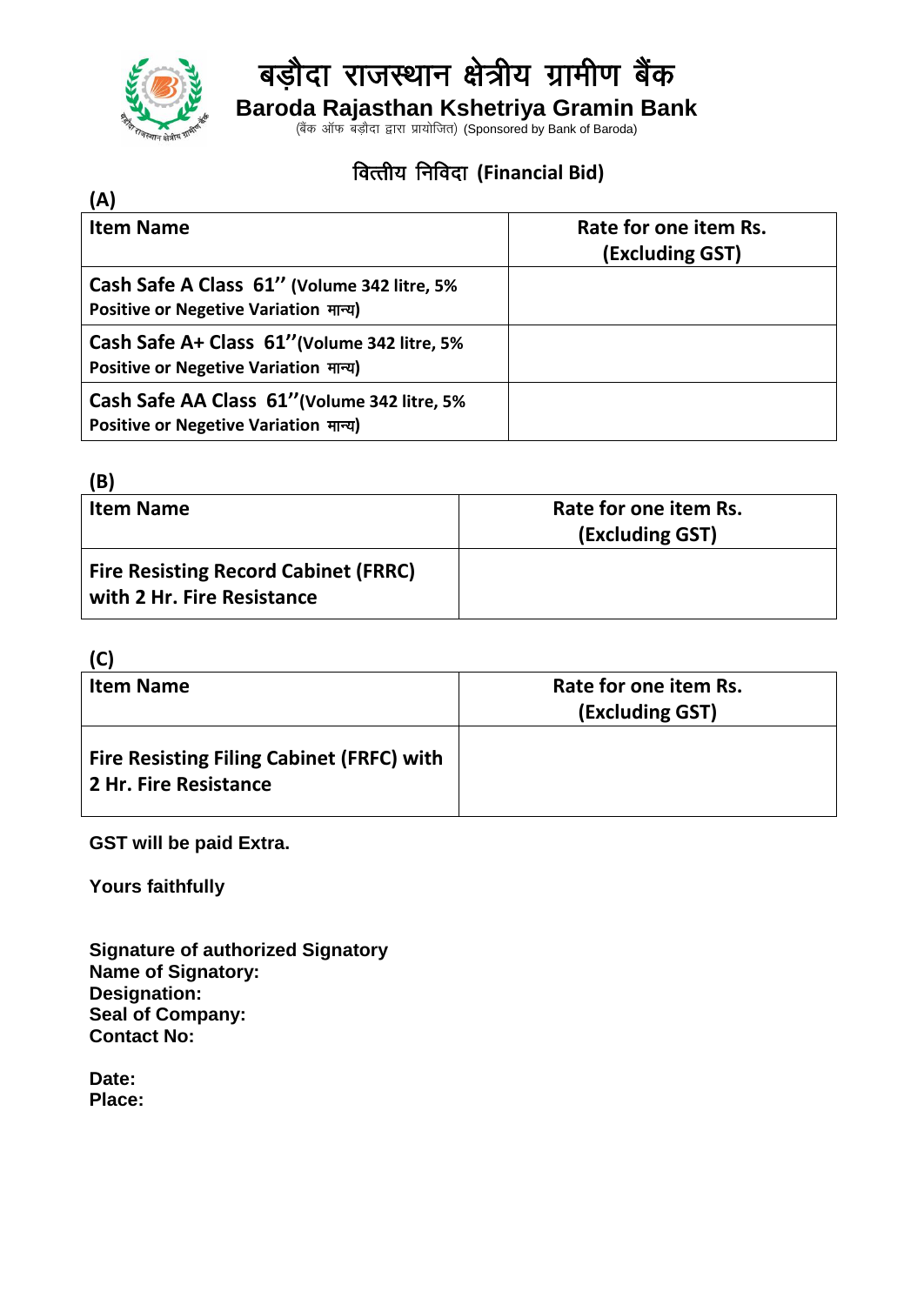# बड़ौदा राजस्थान क्षेत्रीय ग्रामीण बैंक

## Baroda Rajasthan Kshetriya Gramin Bank

(बैंक ऑफ बड़ौदा द्वारा प्रायोजित) (Sponsored by Bank of Baroda)

## वित्तीय निविदा (Financial Bid)

**(A)**

| Item Name | Rate for one item Rs. (Excluding GST) |
|---|---|
| **Cash Safe A Class 61'' (Volume 342 litre, 5% Positive or Negetive Variation मान्य)** | |
| **Cash Safe A+ Class 61''(Volume 342 litre, 5% Positive or Negetive Variation मान्य)** | |
| **Cash Safe AA Class 61''(Volume 342 litre, 5% Positive or Negetive Variation मान्य)** | |

**(B)**

| Item Name | Rate for one item Rs. (Excluding GST) |
|---|---|
| **Fire Resisting Record Cabinet (FRRC) with 2 Hr. Fire Resistance** | |

**(C)**

| Item Name | Rate for one item Rs. (Excluding GST) |
|---|---|
| **Fire Resisting Filing Cabinet (FRFC) with 2 Hr. Fire Resistance** | |

**GST will be paid Extra.**

**Yours faithfully**

**Signature of authorized Signatory**
**Name of Signatory:**
**Designation:**
**Seal of Company:**
**Contact No:**

**Date:**
**Place:**